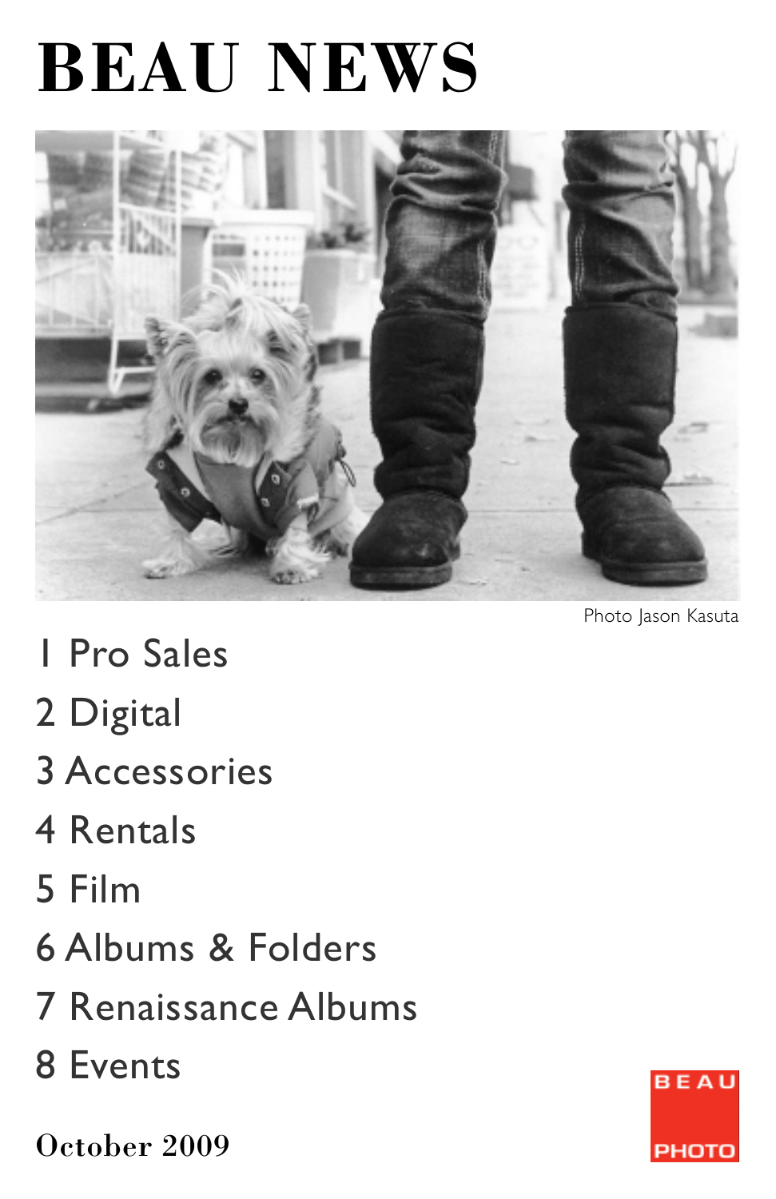# BEAU NEWS

Photo Jason Kasuta

1 Pro Sales

2 Digital

3 Accessories

4 Rentals

5 Film

6 Albums & Folders

7 Renaissance Albums

8 Events

**October 2009**

BEAU PHOTO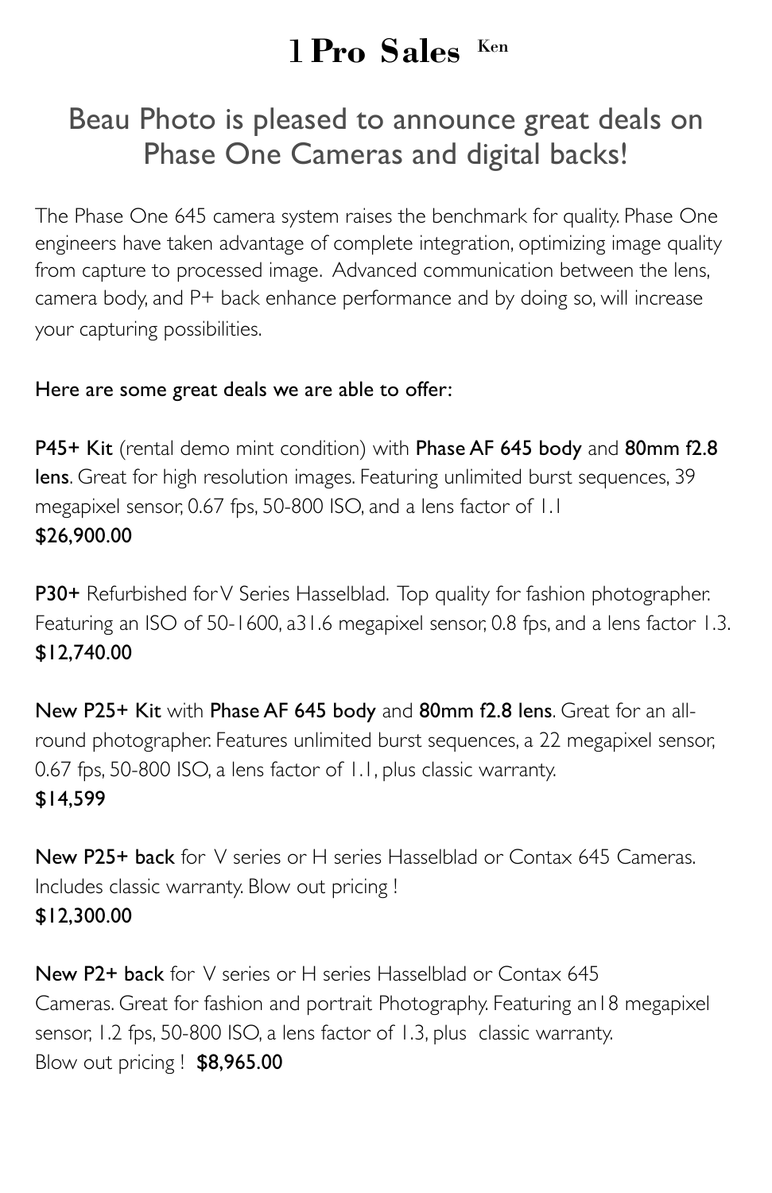# 1 Pro Sales Ken

## Beau Photo is pleased to announce great deals on Phase One Cameras and digital backs!

The Phase One 645 camera system raises the benchmark for quality. Phase One engineers have taken advantage of complete integration, optimizing image quality from capture to processed image. Advanced communication between the lens, camera body, and P+ back enhance performance and by doing so, will increase your capturing possibilities.

Here are some great deals we are able to offer:

**P45+ Kit** (rental demo mint condition) with **Phase AF 645 body** and **80mm f2.8 lens**. Great for high resolution images. Featuring unlimited burst sequences, 39 megapixel sensor, 0.67 fps, 50-800 ISO, and a lens factor of 1.1
**$26,900.00**

**P30+** Refurbished for V Series Hasselblad. Top quality for fashion photographer. Featuring an ISO of 50-1600, a31.6 megapixel sensor, 0.8 fps, and a lens factor 1.3.
**$12,740.00**

**New P25+ Kit** with **Phase AF 645 body** and **80mm f2.8 lens**. Great for an all-round photographer. Features unlimited burst sequences, a 22 megapixel sensor, 0.67 fps, 50-800 ISO, a lens factor of 1.1, plus classic warranty.
**$14,599**

**New P25+ back** for V series or H series Hasselblad or Contax 645 Cameras. Includes classic warranty. Blow out pricing !
**$12,300.00**

**New P2+ back** for V series or H series Hasselblad or Contax 645 Cameras. Great for fashion and portrait Photography. Featuring an18 megapixel sensor, 1.2 fps, 50-800 ISO, a lens factor of 1.3, plus classic warranty.
Blow out pricing ! **$8,965.00**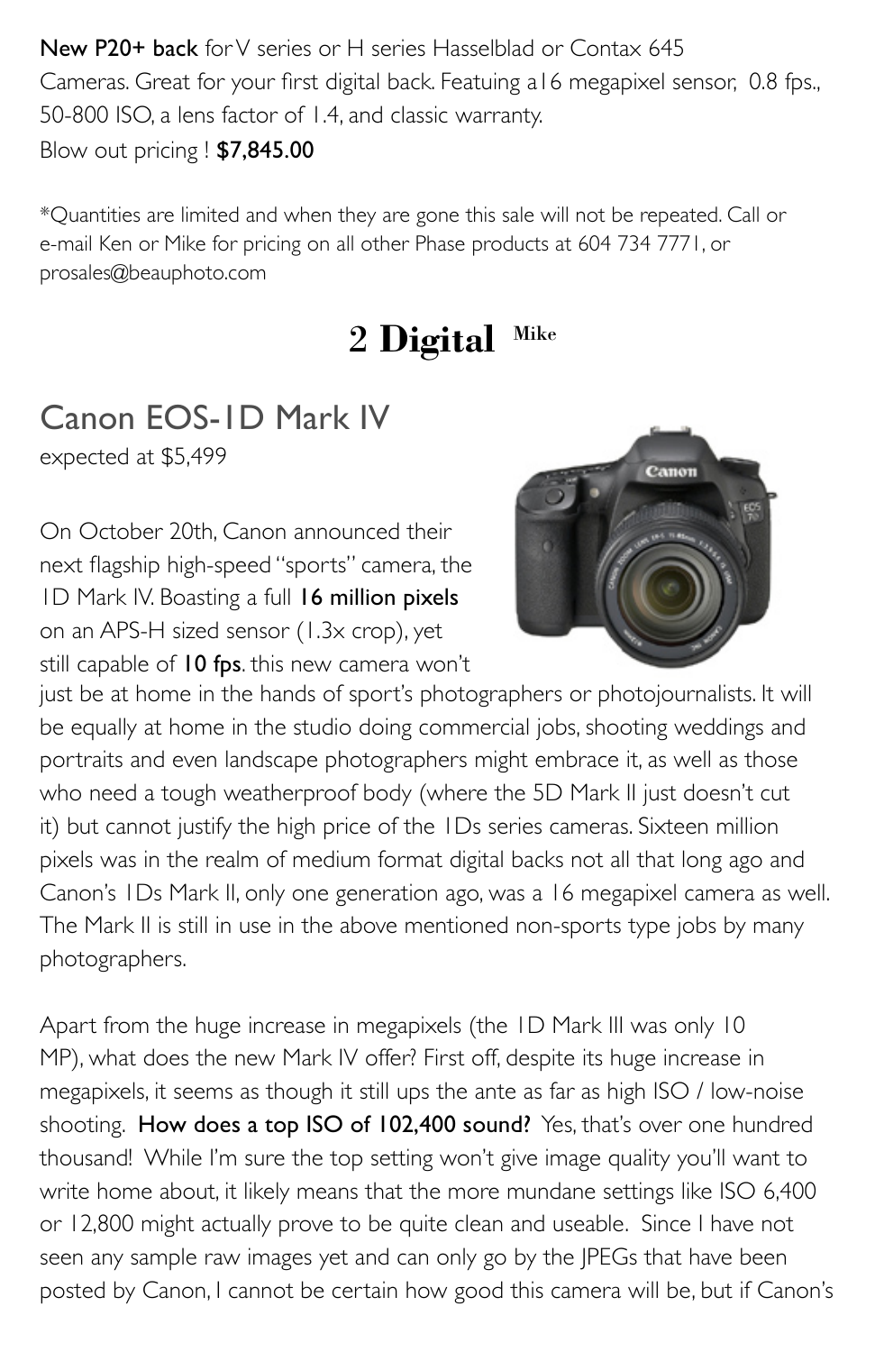**New P20+ back** for V series or H series Hasselblad or Contax 645 Cameras. Great for your first digital back. Featuing a16 megapixel sensor, 0.8 fps., 50-800 ISO, a lens factor of 1.4, and classic warranty.
Blow out pricing ! **$7,845.00**

*Quantities are limited and when they are gone this sale will not be repeated. Call or e-mail Ken or Mike for pricing on all other Phase products at 604 734 7771, or prosales@beauphoto.com

# 2 Digital Mike

## Canon EOS-1D Mark IV

expected at $5,499

On October 20th, Canon announced their next flagship high-speed "sports" camera, the 1D Mark IV. Boasting a full **16 million pixels** on an APS-H sized sensor (1.3x crop), yet still capable of **10 fps**. this new camera won't just be at home in the hands of sport's photographers or photojournalists. It will be equally at home in the studio doing commercial jobs, shooting weddings and portraits and even landscape photographers might embrace it, as well as those who need a tough weatherproof body (where the 5D Mark II just doesn't cut it) but cannot justify the high price of the 1Ds series cameras. Sixteen million pixels was in the realm of medium format digital backs not all that long ago and Canon's 1Ds Mark II, only one generation ago, was a 16 megapixel camera as well. The Mark II is still in use in the above mentioned non-sports type jobs by many photographers.

Apart from the huge increase in megapixels (the 1D Mark III was only 10 MP), what does the new Mark IV offer? First off, despite its huge increase in megapixels, it seems as though it still ups the ante as far as high ISO / low-noise shooting. **How does a top ISO of 102,400 sound?** Yes, that's over one hundred thousand! While I'm sure the top setting won't give image quality you'll want to write home about, it likely means that the more mundane settings like ISO 6,400 or 12,800 might actually prove to be quite clean and useable. Since I have not seen any sample raw images yet and can only go by the JPEGs that have been posted by Canon, I cannot be certain how good this camera will be, but if Canon's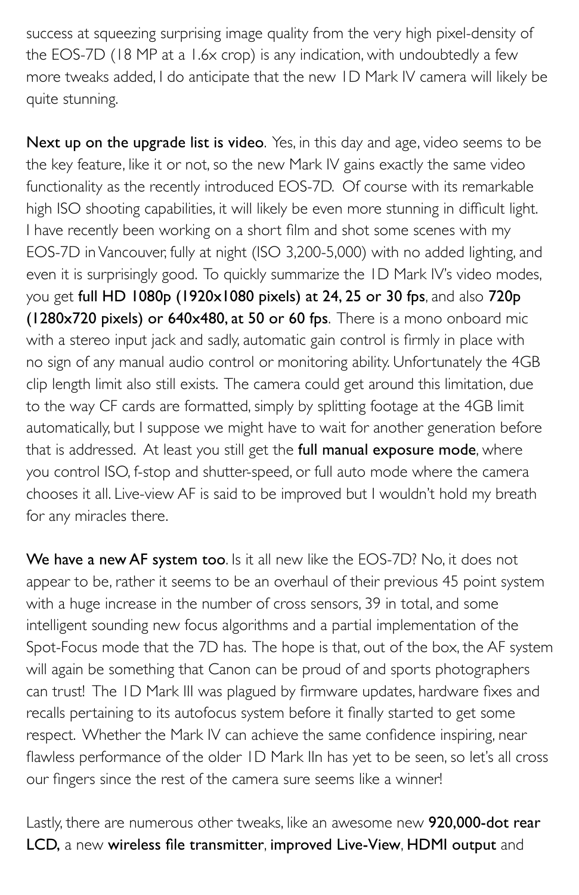success at squeezing surprising image quality from the very high pixel-density of the EOS-7D (18 MP at a 1.6x crop) is any indication, with undoubtedly a few more tweaks added, I do anticipate that the new 1D Mark IV camera will likely be quite stunning.

**Next up on the upgrade list is video**. Yes, in this day and age, video seems to be the key feature, like it or not, so the new Mark IV gains exactly the same video functionality as the recently introduced EOS-7D. Of course with its remarkable high ISO shooting capabilities, it will likely be even more stunning in difficult light. I have recently been working on a short film and shot some scenes with my EOS-7D in Vancouver, fully at night (ISO 3,200-5,000) with no added lighting, and even it is surprisingly good. To quickly summarize the 1D Mark IV's video modes, you get **full HD 1080p (1920x1080 pixels) at 24, 25 or 30 fps**, and also **720p (1280x720 pixels) or 640x480, at 50 or 60 fps**. There is a mono onboard mic with a stereo input jack and sadly, automatic gain control is firmly in place with no sign of any manual audio control or monitoring ability. Unfortunately the 4GB clip length limit also still exists. The camera could get around this limitation, due to the way CF cards are formatted, simply by splitting footage at the 4GB limit automatically, but I suppose we might have to wait for another generation before that is addressed. At least you still get the **full manual exposure mode**, where you control ISO, f-stop and shutter-speed, or full auto mode where the camera chooses it all. Live-view AF is said to be improved but I wouldn't hold my breath for any miracles there.

**We have a new AF system too**. Is it all new like the EOS-7D? No, it does not appear to be, rather it seems to be an overhaul of their previous 45 point system with a huge increase in the number of cross sensors, 39 in total, and some intelligent sounding new focus algorithms and a partial implementation of the Spot-Focus mode that the 7D has. The hope is that, out of the box, the AF system will again be something that Canon can be proud of and sports photographers can trust! The 1D Mark III was plagued by firmware updates, hardware fixes and recalls pertaining to its autofocus system before it finally started to get some respect. Whether the Mark IV can achieve the same confidence inspiring, near flawless performance of the older 1D Mark IIn has yet to be seen, so let's all cross our fingers since the rest of the camera sure seems like a winner!

Lastly, there are numerous other tweaks, like an awesome new **920,000-dot rear LCD,** a new **wireless file transmitter**, **improved Live-View**, **HDMI output** and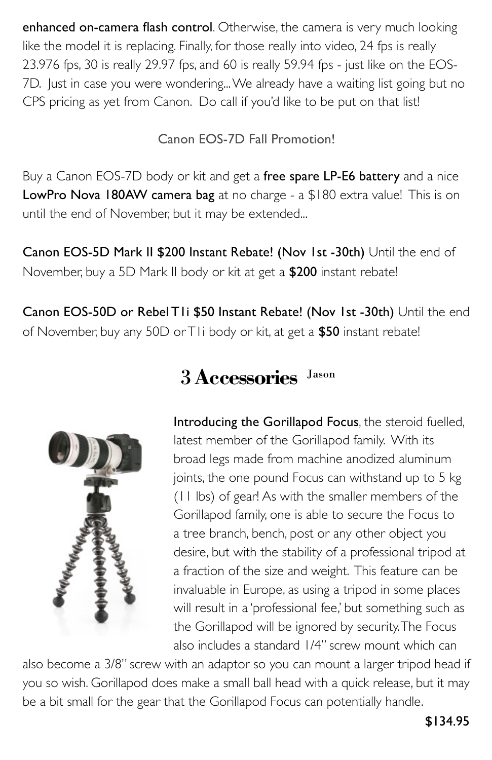**enhanced on-camera flash control**. Otherwise, the camera is very much looking like the model it is replacing. Finally, for those really into video, 24 fps is really 23.976 fps, 30 is really 29.97 fps, and 60 is really 59.94 fps - just like on the EOS-7D. Just in case you were wondering... We already have a waiting list going but no CPS pricing as yet from Canon. Do call if you'd like to be put on that list!

Canon EOS-7D Fall Promotion!

Buy a Canon EOS-7D body or kit and get a **free spare LP-E6 battery** and a nice **LowPro Nova 180AW camera bag** at no charge - a $180 extra value! This is on until the end of November, but it may be extended...

**Canon EOS-5D Mark II $200 Instant Rebate! (Nov 1st -30th)** Until the end of November, buy a 5D Mark II body or kit at get a **$200** instant rebate!

**Canon EOS-50D or Rebel T1i $50 Instant Rebate! (Nov 1st -30th)** Until the end of November, buy any 50D or T1i body or kit, at get a **$50** instant rebate!

# 3 Accessories Jason

**Introducing the Gorillapod Focus**, the steroid fuelled, latest member of the Gorillapod family. With its broad legs made from machine anodized aluminum joints, the one pound Focus can withstand up to 5 kg (11 lbs) of gear! As with the smaller members of the Gorillapod family, one is able to secure the Focus to a tree branch, bench, post or any other object you desire, but with the stability of a professional tripod at a fraction of the size and weight. This feature can be invaluable in Europe, as using a tripod in some places will result in a 'professional fee,' but something such as the Gorillapod will be ignored by security. The Focus also includes a standard 1/4" screw mount which can also become a 3/8" screw with an adaptor so you can mount a larger tripod head if you so wish. Gorillapod does make a small ball head with a quick release, but it may be a bit small for the gear that the Gorillapod Focus can potentially handle.

**$134.95**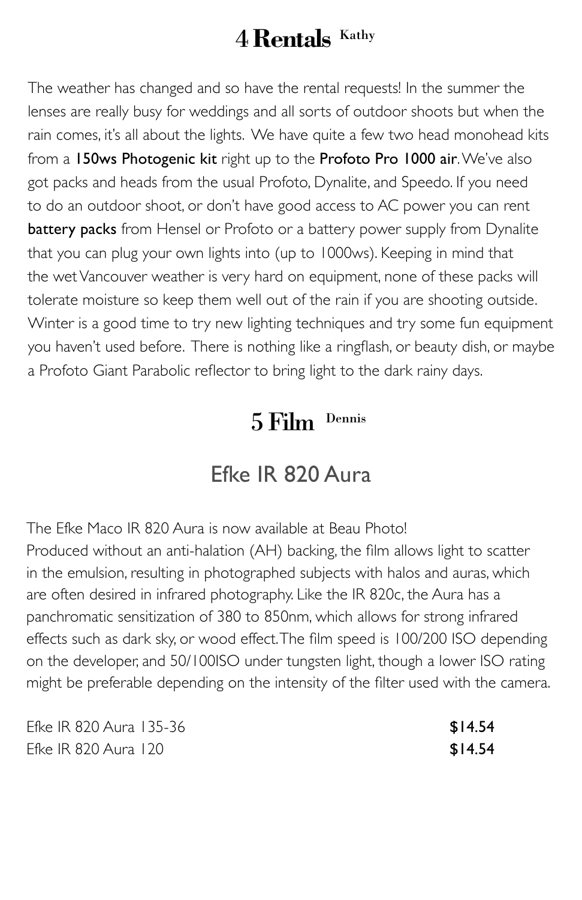# 4 Rentals Kathy

The weather has changed and so have the rental requests! In the summer the lenses are really busy for weddings and all sorts of outdoor shoots but when the rain comes, it's all about the lights. We have quite a few two head monohead kits from a **150ws Photogenic kit** right up to the **Profoto Pro 1000 air**. We've also got packs and heads from the usual Profoto, Dynalite, and Speedo. If you need to do an outdoor shoot, or don't have good access to AC power you can rent **battery packs** from Hensel or Profoto or a battery power supply from Dynalite that you can plug your own lights into (up to 1000ws). Keeping in mind that the wet Vancouver weather is very hard on equipment, none of these packs will tolerate moisture so keep them well out of the rain if you are shooting outside. Winter is a good time to try new lighting techniques and try some fun equipment you haven't used before. There is nothing like a ringflash, or beauty dish, or maybe a Profoto Giant Parabolic reflector to bring light to the dark rainy days.

# 5 Film Dennis

## Efke IR 820 Aura

The Efke Maco IR 820 Aura is now available at Beau Photo!
Produced without an anti-halation (AH) backing, the film allows light to scatter in the emulsion, resulting in photographed subjects with halos and auras, which are often desired in infrared photography. Like the IR 820c, the Aura has a panchromatic sensitization of 380 to 850nm, which allows for strong infrared effects such as dark sky, or wood effect. The film speed is 100/200 ISO depending on the developer, and 50/100ISO under tungsten light, though a lower ISO rating might be preferable depending on the intensity of the filter used with the camera.

| | |
|---|---|
| Efke IR 820 Aura 135-36 | **$14.54** |
| Efke IR 820 Aura 120 | **$14.54** |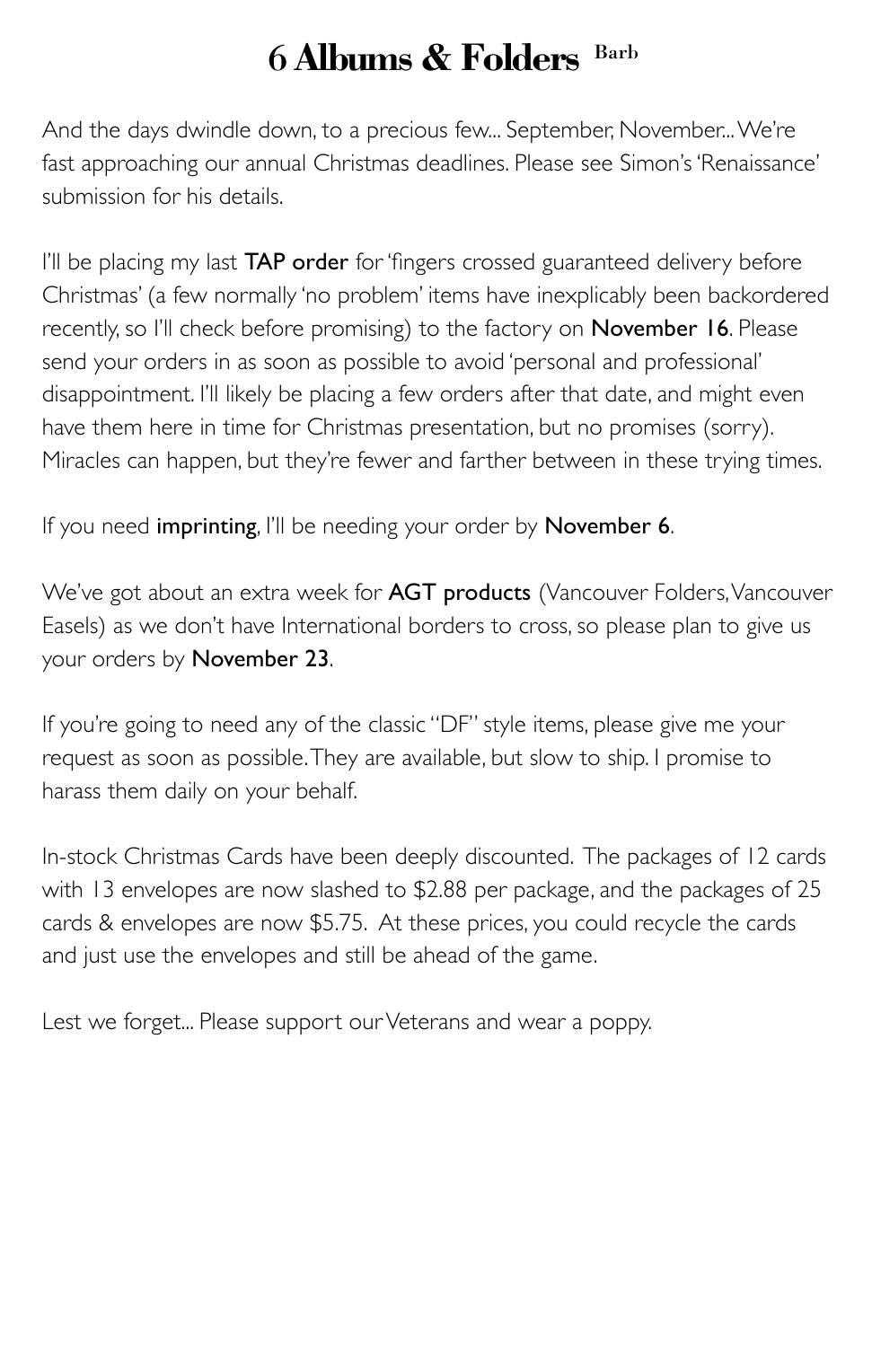# 6 Albums & Folders Barb

And the days dwindle down, to a precious few... September, November... We're fast approaching our annual Christmas deadlines. Please see Simon's 'Renaissance' submission for his details.

I'll be placing my last **TAP order** for 'fingers crossed guaranteed delivery before Christmas' (a few normally 'no problem' items have inexplicably been backordered recently, so I'll check before promising) to the factory on **November 16**. Please send your orders in as soon as possible to avoid 'personal and professional' disappointment. I'll likely be placing a few orders after that date, and might even have them here in time for Christmas presentation, but no promises (sorry). Miracles can happen, but they're fewer and farther between in these trying times.

If you need **imprinting**, I'll be needing your order by **November 6**.

We've got about an extra week for **AGT products** (Vancouver Folders, Vancouver Easels) as we don't have International borders to cross, so please plan to give us your orders by **November 23**.

If you're going to need any of the classic "DF" style items, please give me your request as soon as possible. They are available, but slow to ship. I promise to harass them daily on your behalf.

In-stock Christmas Cards have been deeply discounted. The packages of 12 cards with 13 envelopes are now slashed to $2.88 per package, and the packages of 25 cards & envelopes are now $5.75. At these prices, you could recycle the cards and just use the envelopes and still be ahead of the game.

Lest we forget... Please support our Veterans and wear a poppy.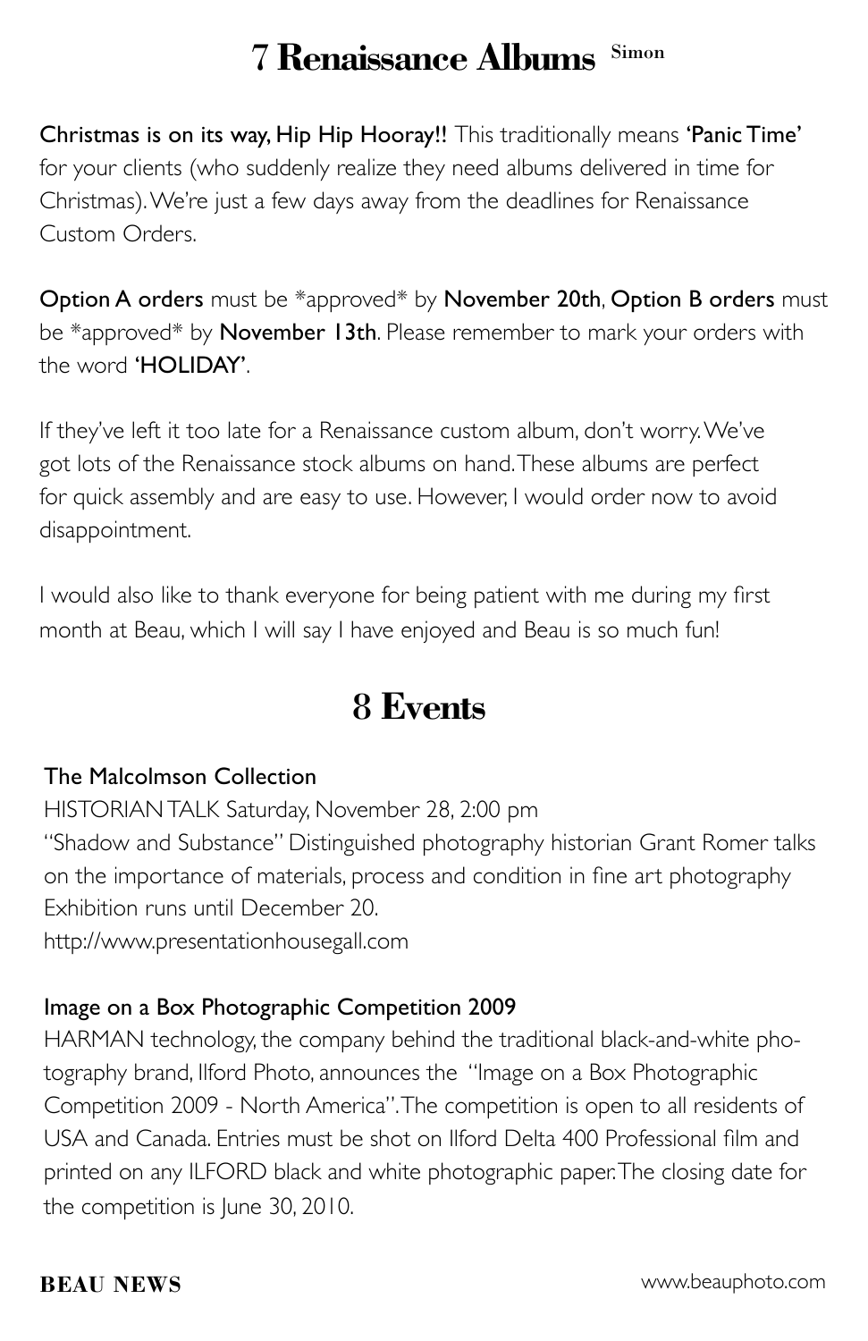# 7 Renaissance Albums

Simon

**Christmas is on its way, Hip Hip Hooray!!** This traditionally means **'Panic Time'** for your clients (who suddenly realize they need albums delivered in time for Christmas). We're just a few days away from the deadlines for Renaissance Custom Orders.

**Option A orders** must be *approved* by **November 20th**, **Option B orders** must be *approved* by **November 13th**. Please remember to mark your orders with the word **'HOLIDAY'**.

If they've left it too late for a Renaissance custom album, don't worry. We've got lots of the Renaissance stock albums on hand. These albums are perfect for quick assembly and are easy to use. However, I would order now to avoid disappointment.

I would also like to thank everyone for being patient with me during my first month at Beau, which I will say I have enjoyed and Beau is so much fun!

# 8 Events

**The Malcolmson Collection**

HISTORIAN TALK Saturday, November 28, 2:00 pm
"Shadow and Substance" Distinguished photography historian Grant Romer talks on the importance of materials, process and condition in fine art photography
Exhibition runs until December 20.
http://www.presentationhousegall.com

**Image on a Box Photographic Competition 2009**

HARMAN technology, the company behind the traditional black-and-white photography brand, Ilford Photo, announces the "Image on a Box Photographic Competition 2009 - North America". The competition is open to all residents of USA and Canada. Entries must be shot on Ilford Delta 400 Professional film and printed on any ILFORD black and white photographic paper. The closing date for the competition is June 30, 2010.